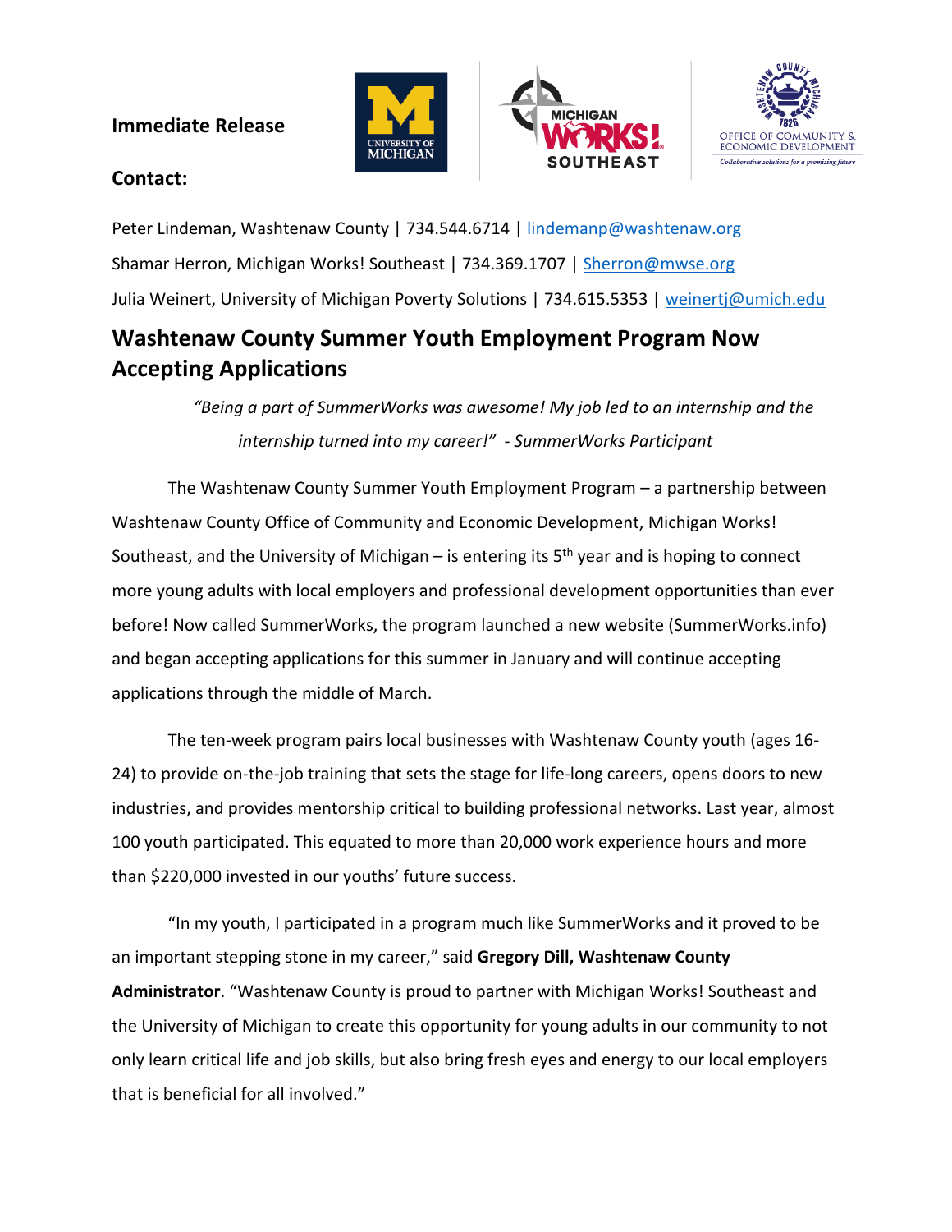**Immediate Release**

**Contact:**

Peter Lindeman, Washtenaw County | 734.544.6714 | lindemanp@washtenaw.org

Shamar Herron, Michigan Works! Southeast | 734.369.1707 | Sherron@mwse.org

Julia Weinert, University of Michigan Poverty Solutions | 734.615.5353 | weinertj@umich.edu

# Washtenaw County Summer Youth Employment Program Now Accepting Applications

> *"Being a part of SummerWorks was awesome! My job led to an internship and the internship turned into my career!" - SummerWorks Participant*

The Washtenaw County Summer Youth Employment Program – a partnership between Washtenaw County Office of Community and Economic Development, Michigan Works! Southeast, and the University of Michigan – is entering its 5th year and is hoping to connect more young adults with local employers and professional development opportunities than ever before! Now called SummerWorks, the program launched a new website (SummerWorks.info) and began accepting applications for this summer in January and will continue accepting applications through the middle of March.

The ten-week program pairs local businesses with Washtenaw County youth (ages 16-24) to provide on-the-job training that sets the stage for life-long careers, opens doors to new industries, and provides mentorship critical to building professional networks. Last year, almost 100 youth participated. This equated to more than 20,000 work experience hours and more than $220,000 invested in our youths' future success.

"In my youth, I participated in a program much like SummerWorks and it proved to be an important stepping stone in my career," said **Gregory Dill, Washtenaw County Administrator**. "Washtenaw County is proud to partner with Michigan Works! Southeast and the University of Michigan to create this opportunity for young adults in our community to not only learn critical life and job skills, but also bring fresh eyes and energy to our local employers that is beneficial for all involved."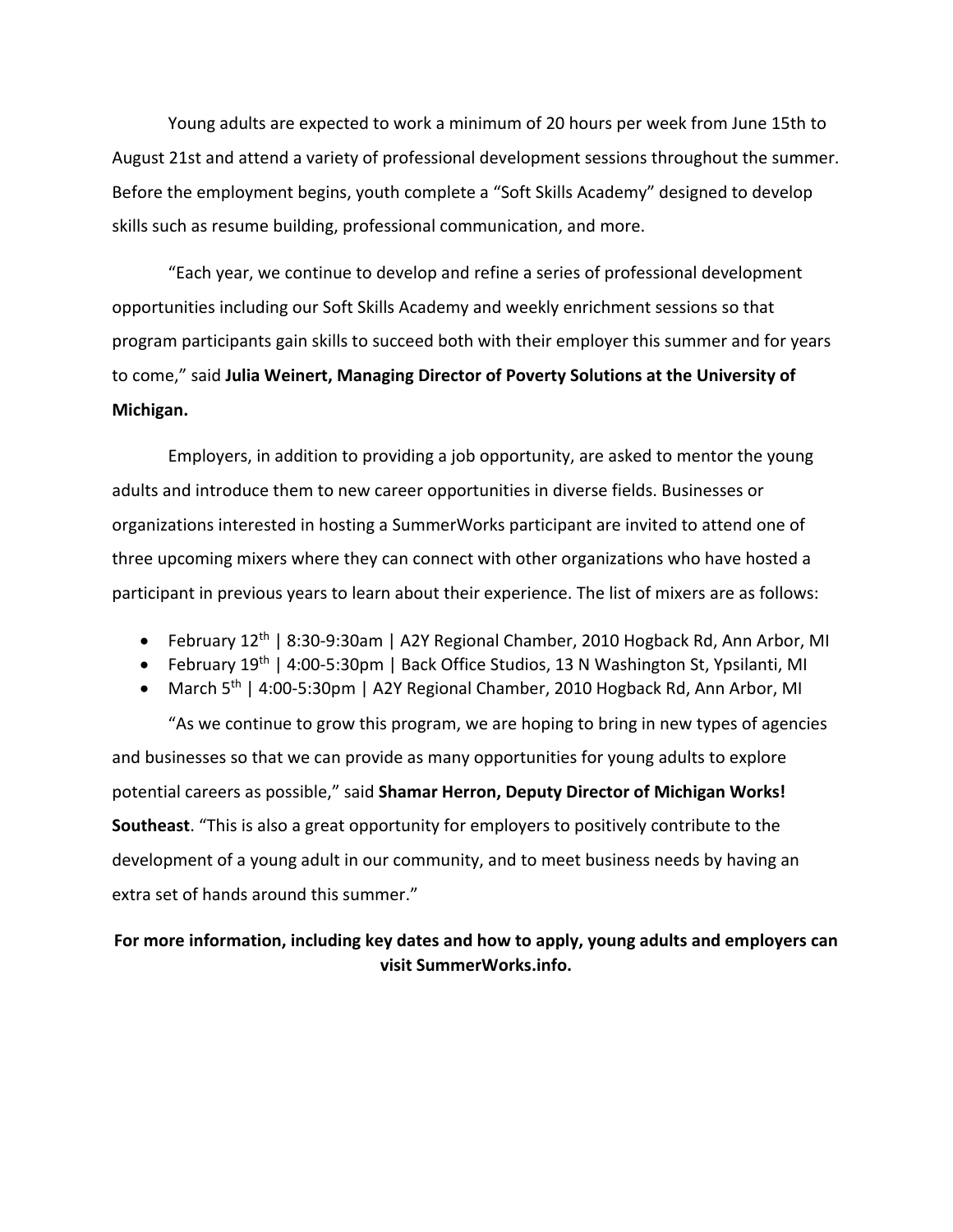Young adults are expected to work a minimum of 20 hours per week from June 15th to August 21st and attend a variety of professional development sessions throughout the summer. Before the employment begins, youth complete a "Soft Skills Academy" designed to develop skills such as resume building, professional communication, and more.

"Each year, we continue to develop and refine a series of professional development opportunities including our Soft Skills Academy and weekly enrichment sessions so that program participants gain skills to succeed both with their employer this summer and for years to come," said **Julia Weinert, Managing Director of Poverty Solutions at the University of Michigan.**

Employers, in addition to providing a job opportunity, are asked to mentor the young adults and introduce them to new career opportunities in diverse fields. Businesses or organizations interested in hosting a SummerWorks participant are invited to attend one of three upcoming mixers where they can connect with other organizations who have hosted a participant in previous years to learn about their experience. The list of mixers are as follows:

- February 12th | 8:30-9:30am | A2Y Regional Chamber, 2010 Hogback Rd, Ann Arbor, MI
- February 19th | 4:00-5:30pm | Back Office Studios, 13 N Washington St, Ypsilanti, MI
- March 5th | 4:00-5:30pm | A2Y Regional Chamber, 2010 Hogback Rd, Ann Arbor, MI

"As we continue to grow this program, we are hoping to bring in new types of agencies and businesses so that we can provide as many opportunities for young adults to explore potential careers as possible," said **Shamar Herron, Deputy Director of Michigan Works! Southeast**. "This is also a great opportunity for employers to positively contribute to the development of a young adult in our community, and to meet business needs by having an extra set of hands around this summer."

**For more information, including key dates and how to apply, young adults and employers can visit SummerWorks.info.**